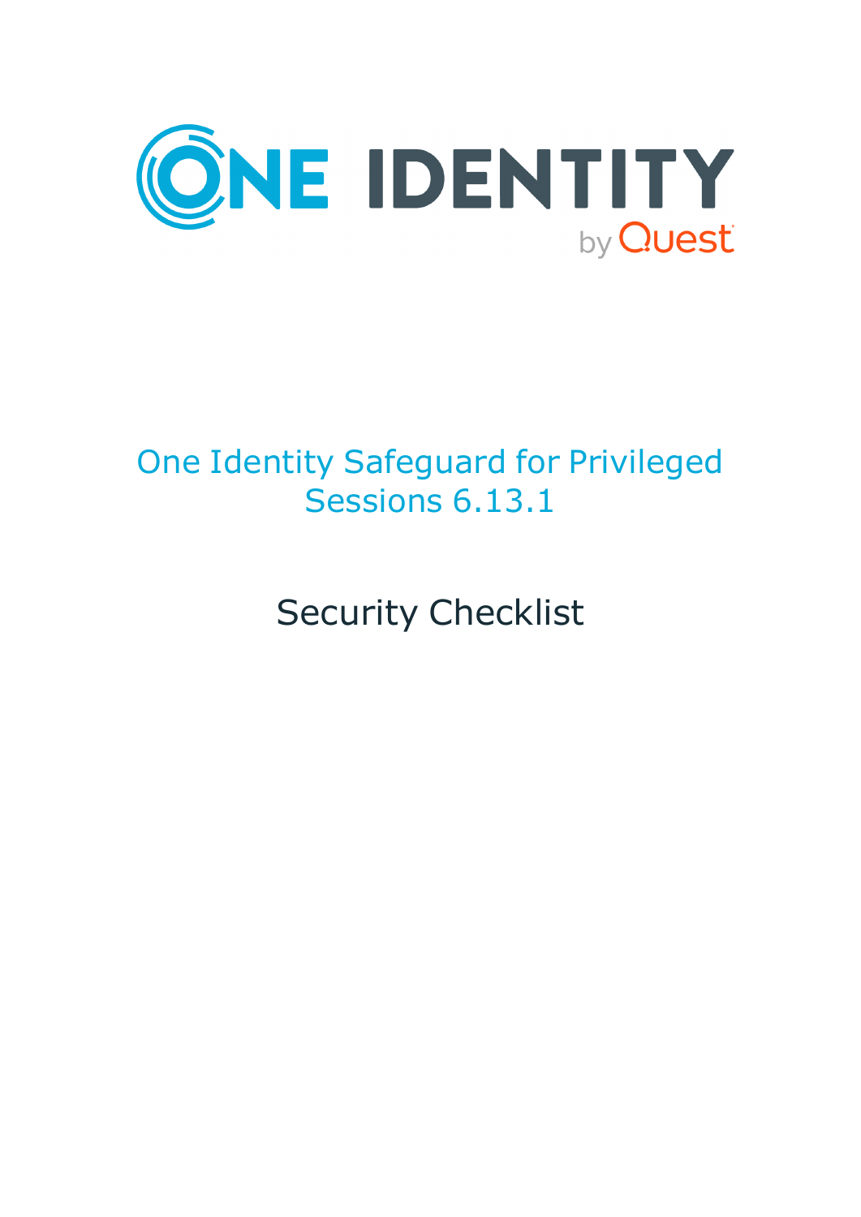# One Identity Safeguard for Privileged Sessions 6.13.1

## Security Checklist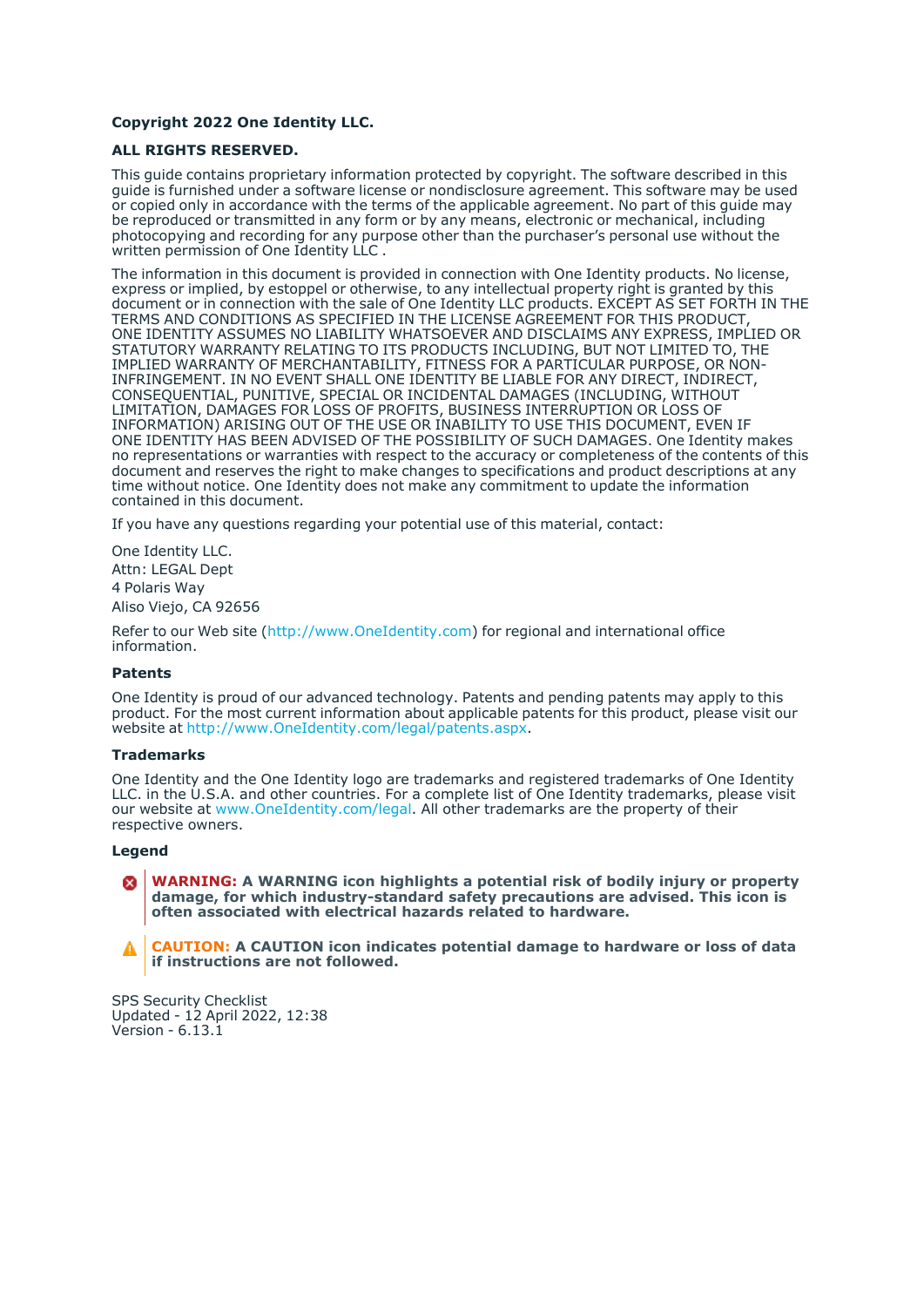**Copyright 2022 One Identity LLC.**

**ALL RIGHTS RESERVED.**

This guide contains proprietary information protected by copyright. The software described in this guide is furnished under a software license or nondisclosure agreement. This software may be used or copied only in accordance with the terms of the applicable agreement. No part of this guide may be reproduced or transmitted in any form or by any means, electronic or mechanical, including photocopying and recording for any purpose other than the purchaser's personal use without the written permission of One Identity LLC .

The information in this document is provided in connection with One Identity products. No license, express or implied, by estoppel or otherwise, to any intellectual property right is granted by this document or in connection with the sale of One Identity LLC products. EXCEPT AS SET FORTH IN THE TERMS AND CONDITIONS AS SPECIFIED IN THE LICENSE AGREEMENT FOR THIS PRODUCT, ONE IDENTITY ASSUMES NO LIABILITY WHATSOEVER AND DISCLAIMS ANY EXPRESS, IMPLIED OR STATUTORY WARRANTY RELATING TO ITS PRODUCTS INCLUDING, BUT NOT LIMITED TO, THE IMPLIED WARRANTY OF MERCHANTABILITY, FITNESS FOR A PARTICULAR PURPOSE, OR NON-INFRINGEMENT. IN NO EVENT SHALL ONE IDENTITY BE LIABLE FOR ANY DIRECT, INDIRECT, CONSEQUENTIAL, PUNITIVE, SPECIAL OR INCIDENTAL DAMAGES (INCLUDING, WITHOUT LIMITATION, DAMAGES FOR LOSS OF PROFITS, BUSINESS INTERRUPTION OR LOSS OF INFORMATION) ARISING OUT OF THE USE OR INABILITY TO USE THIS DOCUMENT, EVEN IF ONE IDENTITY HAS BEEN ADVISED OF THE POSSIBILITY OF SUCH DAMAGES. One Identity makes no representations or warranties with respect to the accuracy or completeness of the contents of this document and reserves the right to make changes to specifications and product descriptions at any time without notice. One Identity does not make any commitment to update the information contained in this document.

If you have any questions regarding your potential use of this material, contact:

One Identity LLC.
Attn: LEGAL Dept
4 Polaris Way
Aliso Viejo, CA 92656

Refer to our Web site (http://www.OneIdentity.com) for regional and international office information.

**Patents**

One Identity is proud of our advanced technology. Patents and pending patents may apply to this product. For the most current information about applicable patents for this product, please visit our website at http://www.OneIdentity.com/legal/patents.aspx.

**Trademarks**

One Identity and the One Identity logo are trademarks and registered trademarks of One Identity LLC. in the U.S.A. and other countries. For a complete list of One Identity trademarks, please visit our website at www.OneIdentity.com/legal. All other trademarks are the property of their respective owners.

**Legend**

**WARNING: A WARNING icon highlights a potential risk of bodily injury or property damage, for which industry-standard safety precautions are advised. This icon is often associated with electrical hazards related to hardware.**

**CAUTION: A CAUTION icon indicates potential damage to hardware or loss of data if instructions are not followed.**

SPS Security Checklist
Updated - 12 April 2022, 12:38
Version - 6.13.1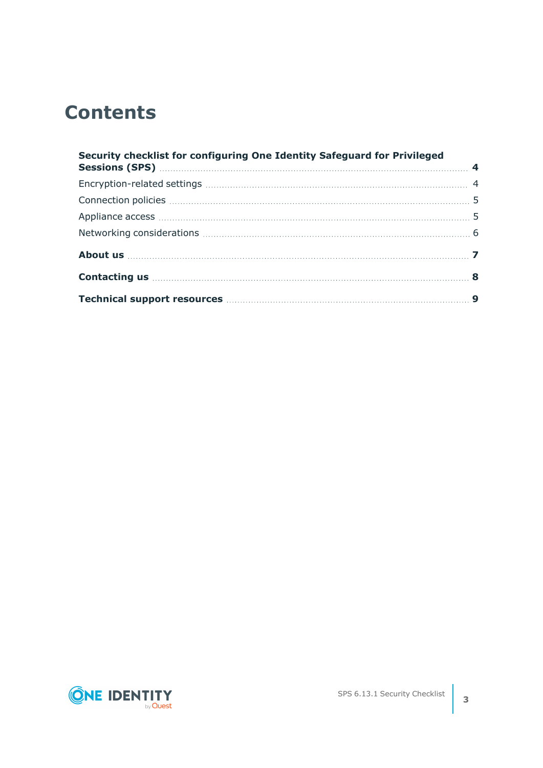# Contents

**Security checklist for configuring One Identity Safeguard for Privileged Sessions (SPS)** **4**

Encryption-related settings 4

Connection policies 5

Appliance access 5

Networking considerations 6

**About us** **7**

**Contacting us** **8**

**Technical support resources** **9**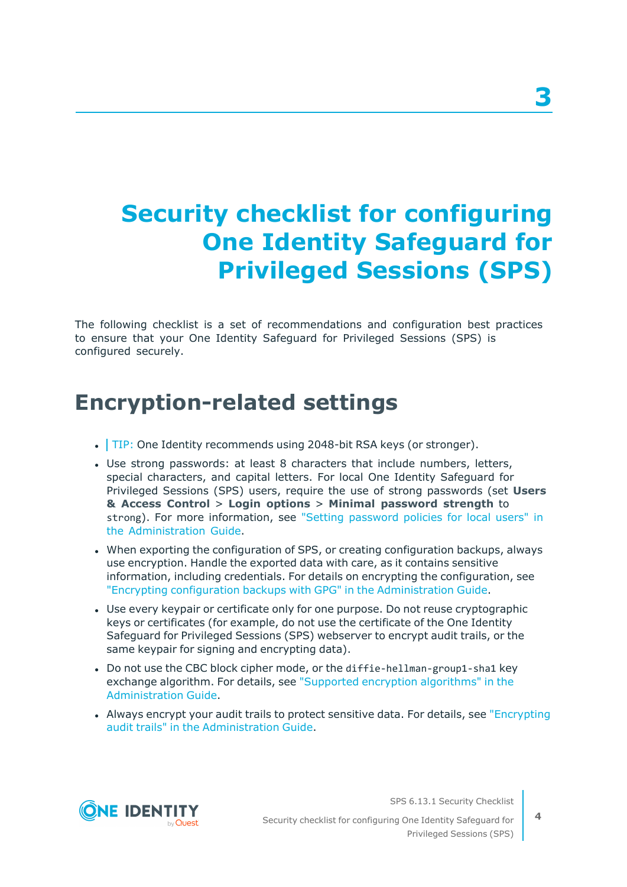# 3

# Security checklist for configuring One Identity Safeguard for Privileged Sessions (SPS)

The following checklist is a set of recommendations and configuration best practices to ensure that your One Identity Safeguard for Privileged Sessions (SPS) is configured securely.

## Encryption-related settings

- TIP: One Identity recommends using 2048-bit RSA keys (or stronger).
- Use strong passwords: at least 8 characters that include numbers, letters, special characters, and capital letters. For local One Identity Safeguard for Privileged Sessions (SPS) users, require the use of strong passwords (set **Users & Access Control** > **Login options** > **Minimal password strength** to `strong`). For more information, see "Setting password policies for local users" in the Administration Guide.
- When exporting the configuration of SPS, or creating configuration backups, always use encryption. Handle the exported data with care, as it contains sensitive information, including credentials. For details on encrypting the configuration, see "Encrypting configuration backups with GPG" in the Administration Guide.
- Use every keypair or certificate only for one purpose. Do not reuse cryptographic keys or certificates (for example, do not use the certificate of the One Identity Safeguard for Privileged Sessions (SPS) webserver to encrypt audit trails, or the same keypair for signing and encrypting data).
- Do not use the CBC block cipher mode, or the `diffie-hellman-group1-sha1` key exchange algorithm. For details, see "Supported encryption algorithms" in the Administration Guide.
- Always encrypt your audit trails to protect sensitive data. For details, see "Encrypting audit trails" in the Administration Guide.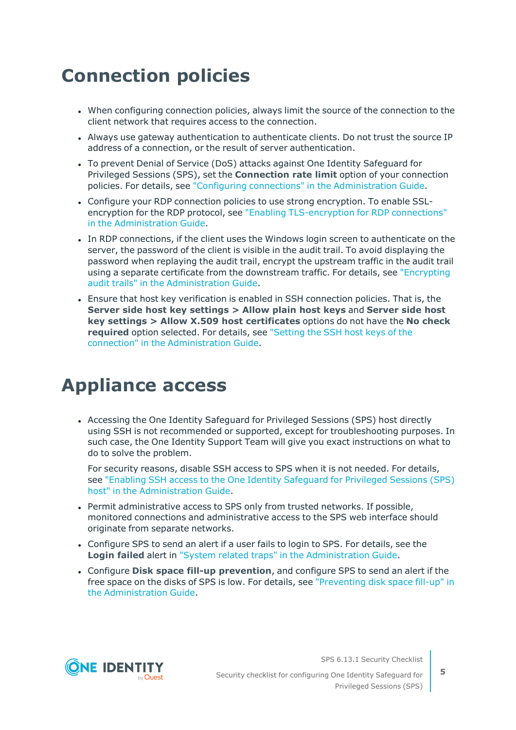# Connection policies

- When configuring connection policies, always limit the source of the connection to the client network that requires access to the connection.
- Always use gateway authentication to authenticate clients. Do not trust the source IP address of a connection, or the result of server authentication.
- To prevent Denial of Service (DoS) attacks against One Identity Safeguard for Privileged Sessions (SPS), set the **Connection rate limit** option of your connection policies. For details, see "Configuring connections" in the Administration Guide.
- Configure your RDP connection policies to use strong encryption. To enable SSL-encryption for the RDP protocol, see "Enabling TLS-encryption for RDP connections" in the Administration Guide.
- In RDP connections, if the client uses the Windows login screen to authenticate on the server, the password of the client is visible in the audit trail. To avoid displaying the password when replaying the audit trail, encrypt the upstream traffic in the audit trail using a separate certificate from the downstream traffic. For details, see "Encrypting audit trails" in the Administration Guide.
- Ensure that host key verification is enabled in SSH connection policies. That is, the **Server side host key settings > Allow plain host keys** and **Server side host key settings > Allow X.509 host certificates** options do not have the **No check required** option selected. For details, see "Setting the SSH host keys of the connection" in the Administration Guide.

# Appliance access

- Accessing the One Identity Safeguard for Privileged Sessions (SPS) host directly using SSH is not recommended or supported, except for troubleshooting purposes. In such case, the One Identity Support Team will give you exact instructions on what to do to solve the problem.

  For security reasons, disable SSH access to SPS when it is not needed. For details, see "Enabling SSH access to the One Identity Safeguard for Privileged Sessions (SPS) host" in the Administration Guide.
- Permit administrative access to SPS only from trusted networks. If possible, monitored connections and administrative access to the SPS web interface should originate from separate networks.
- Configure SPS to send an alert if a user fails to login to SPS. For details, see the **Login failed** alert in "System related traps" in the Administration Guide.
- Configure **Disk space fill-up prevention**, and configure SPS to send an alert if the free space on the disks of SPS is low. For details, see "Preventing disk space fill-up" in the Administration Guide.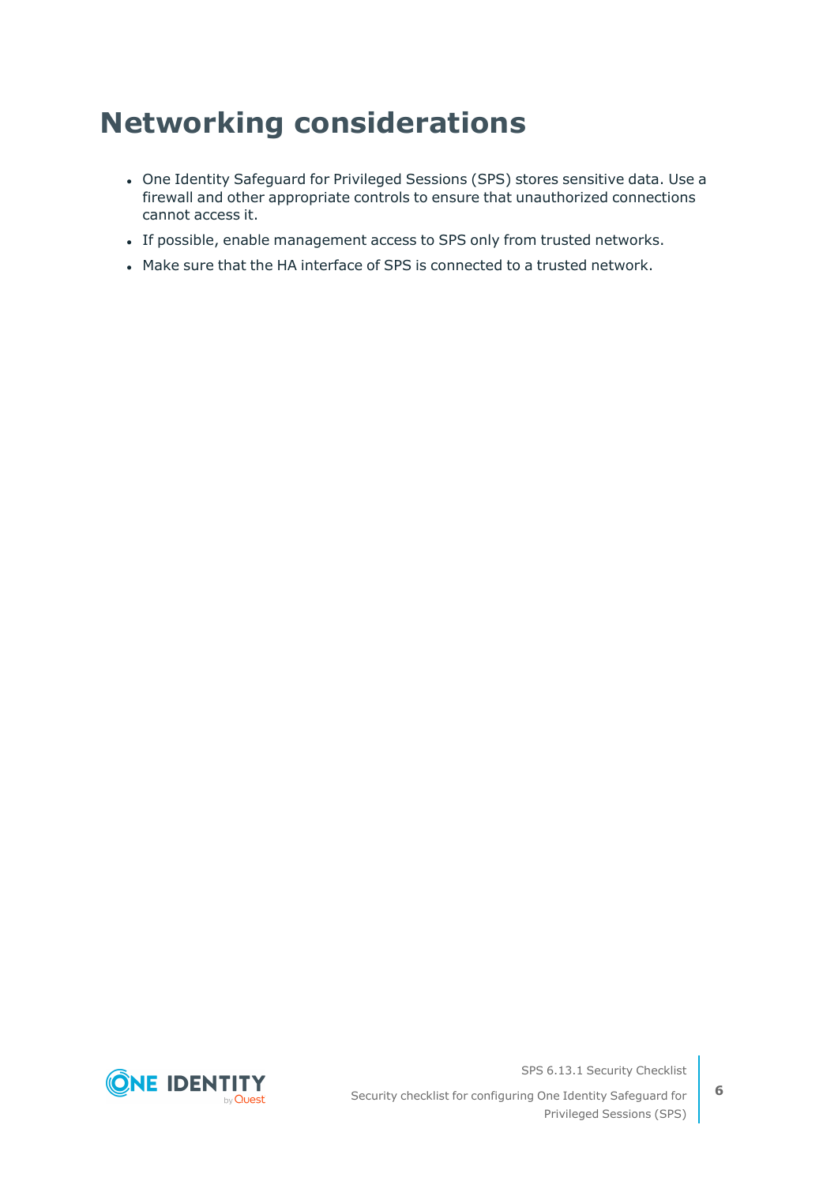# Networking considerations

- One Identity Safeguard for Privileged Sessions (SPS) stores sensitive data. Use a firewall and other appropriate controls to ensure that unauthorized connections cannot access it.
- If possible, enable management access to SPS only from trusted networks.
- Make sure that the HA interface of SPS is connected to a trusted network.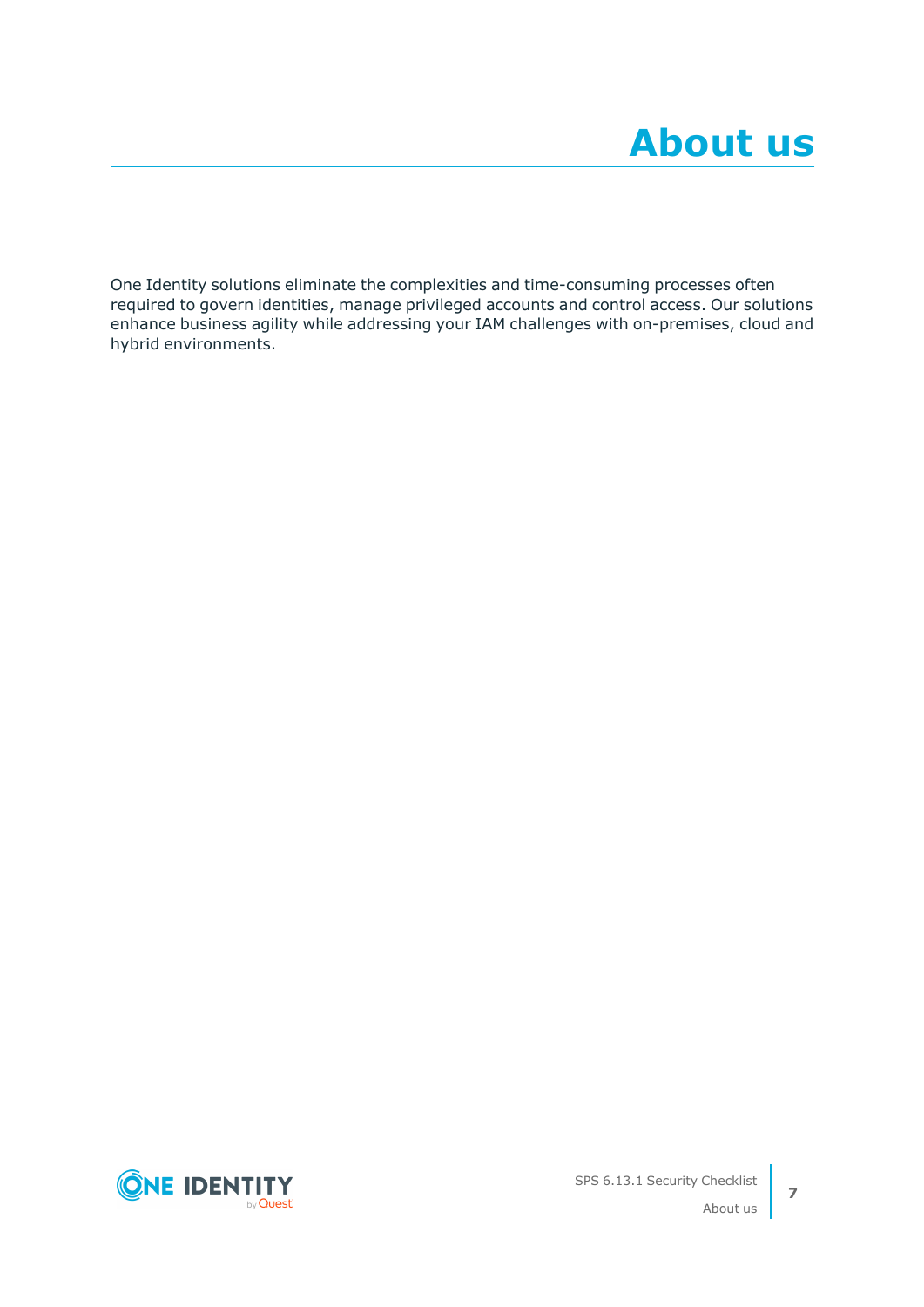# About us

One Identity solutions eliminate the complexities and time-consuming processes often required to govern identities, manage privileged accounts and control access. Our solutions enhance business agility while addressing your IAM challenges with on-premises, cloud and hybrid environments.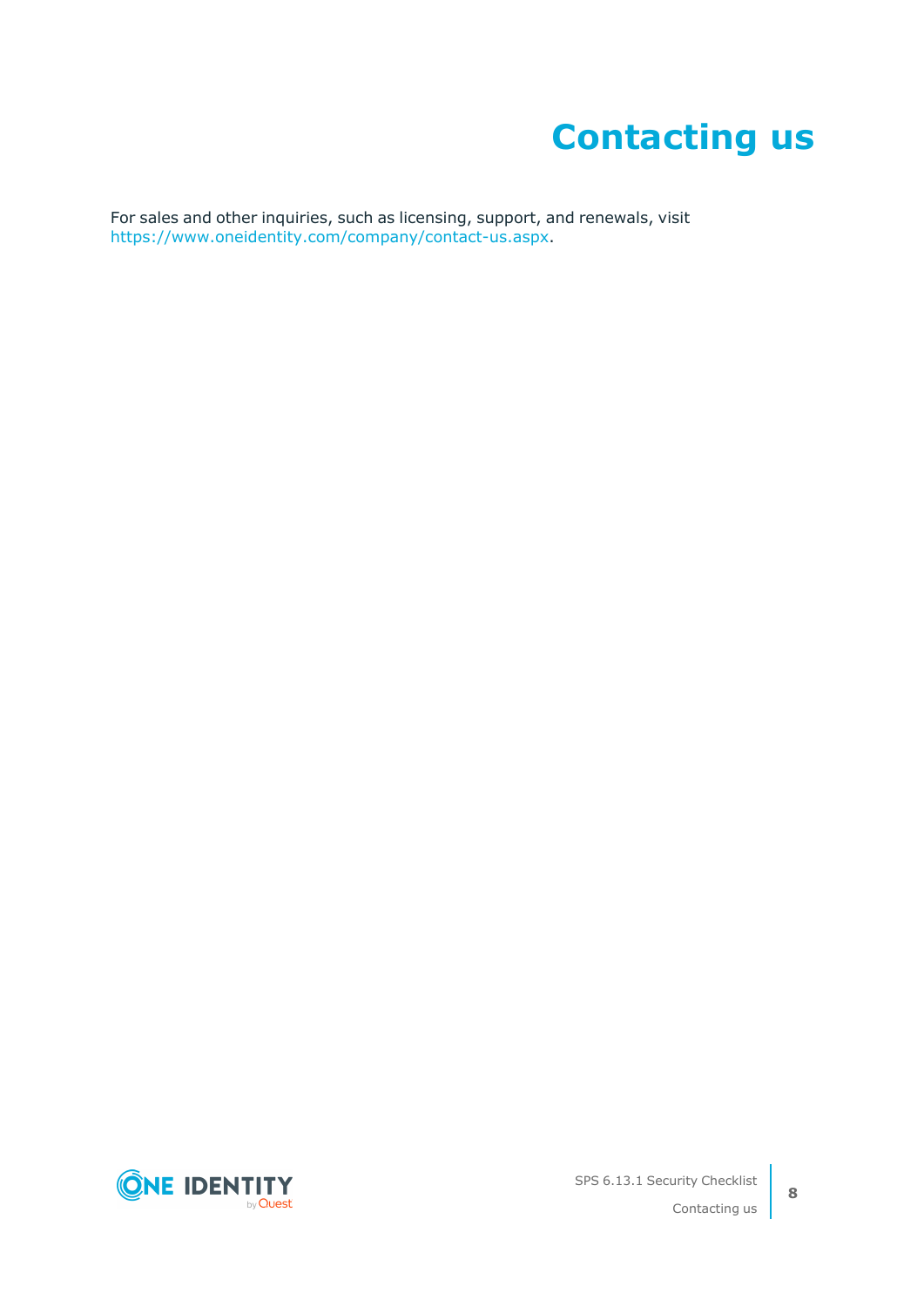# Contacting us

For sales and other inquiries, such as licensing, support, and renewals, visit https://www.oneidentity.com/company/contact-us.aspx.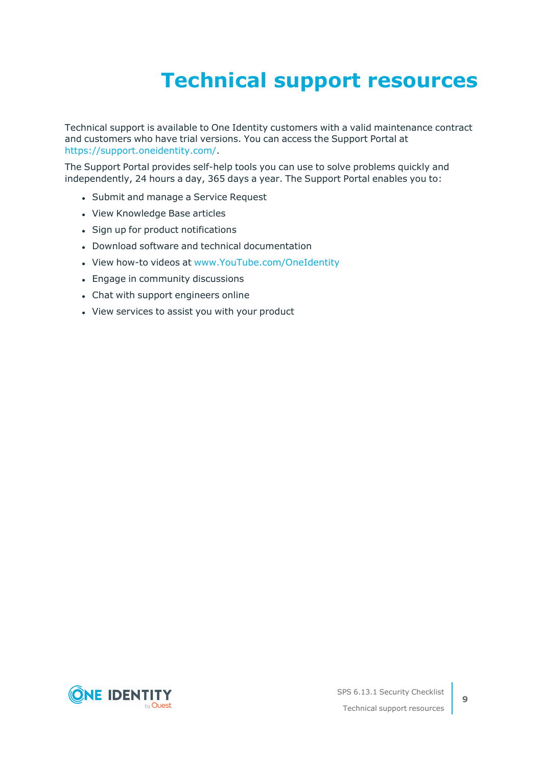# Technical support resources

Technical support is available to One Identity customers with a valid maintenance contract and customers who have trial versions. You can access the Support Portal at https://support.oneidentity.com/.

The Support Portal provides self-help tools you can use to solve problems quickly and independently, 24 hours a day, 365 days a year. The Support Portal enables you to:

- Submit and manage a Service Request
- View Knowledge Base articles
- Sign up for product notifications
- Download software and technical documentation
- View how-to videos at www.YouTube.com/OneIdentity
- Engage in community discussions
- Chat with support engineers online
- View services to assist you with your product